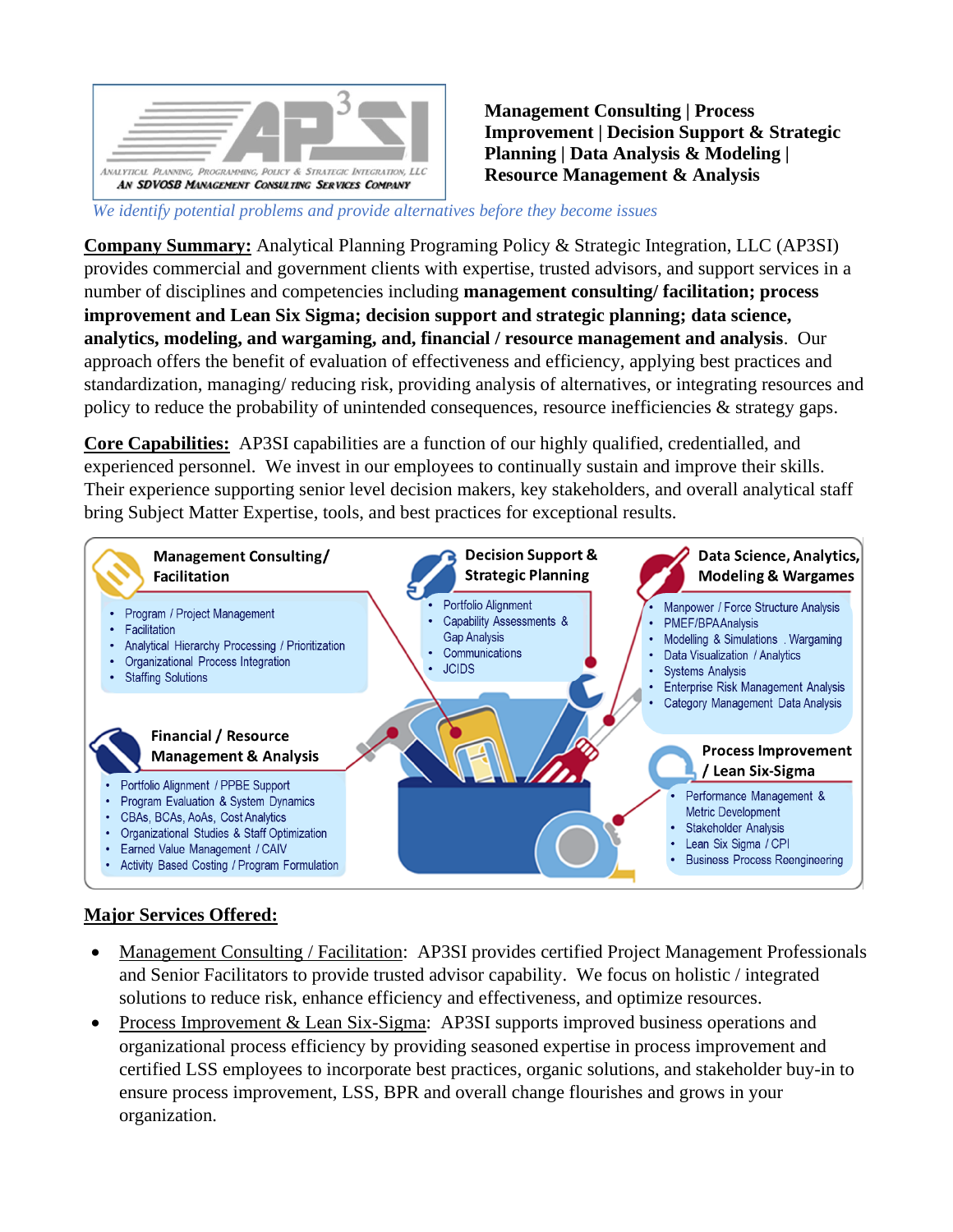**Management Consulting | Process Improvement | Decision Support & Strategic Planning | Data Analysis & Modeling | Resource Management & Analysis**

*We identify potential problems and provide alternatives before they become issues*

**Company Summary:** Analytical Planning Programing Policy & Strategic Integration, LLC (AP3SI) provides commercial and government clients with expertise, trusted advisors, and support services in a number of disciplines and competencies including **management consulting/ facilitation; process improvement and Lean Six Sigma; decision support and strategic planning; data science, analytics, modeling, and wargaming, and, financial / resource management and analysis**. Our approach offers the benefit of evaluation of effectiveness and efficiency, applying best practices and standardization, managing/ reducing risk, providing analysis of alternatives, or integrating resources and policy to reduce the probability of unintended consequences, resource inefficiencies & strategy gaps.

**Core Capabilities:** AP3SI capabilities are a function of our highly qualified, credentialled, and experienced personnel. We invest in our employees to continually sustain and improve their skills. Their experience supporting senior level decision makers, key stakeholders, and overall analytical staff bring Subject Matter Expertise, tools, and best practices for exceptional results.

**Management Consulting/ Facilitation**
- Program / Project Management
- Facilitation
- Analytical Hierarchy Processing / Prioritization
- Organizational Process Integration
- Staffing Solutions

**Decision Support & Strategic Planning**
- Portfolio Alignment
- Capability Assessments & Gap Analysis
- Communications
- JCIDS

**Data Science, Analytics, Modeling & Wargames**
- Manpower / Force Structure Analysis
- PMEF/BPA Analysis
- Modelling & Simulations . Wargaming
- Data Visualization / Analytics
- Systems Analysis
- Enterprise Risk Management Analysis
- Category Management Data Analysis

**Financial / Resource Management & Analysis**
- Portfolio Alignment / PPBE Support
- Program Evaluation & System Dynamics
- CBAs, BCAs, AoAs, Cost Analytics
- Organizational Studies & Staff Optimization
- Earned Value Management / CAIV
- Activity Based Costing / Program Formulation

**Process Improvement / Lean Six-Sigma**
- Performance Management & Metric Development
- Stakeholder Analysis
- Lean Six Sigma / CPI
- Business Process Reengineering

**Major Services Offered:**

- Management Consulting / Facilitation: AP3SI provides certified Project Management Professionals and Senior Facilitators to provide trusted advisor capability. We focus on holistic / integrated solutions to reduce risk, enhance efficiency and effectiveness, and optimize resources.
- Process Improvement & Lean Six-Sigma: AP3SI supports improved business operations and organizational process efficiency by providing seasoned expertise in process improvement and certified LSS employees to incorporate best practices, organic solutions, and stakeholder buy-in to ensure process improvement, LSS, BPR and overall change flourishes and grows in your organization.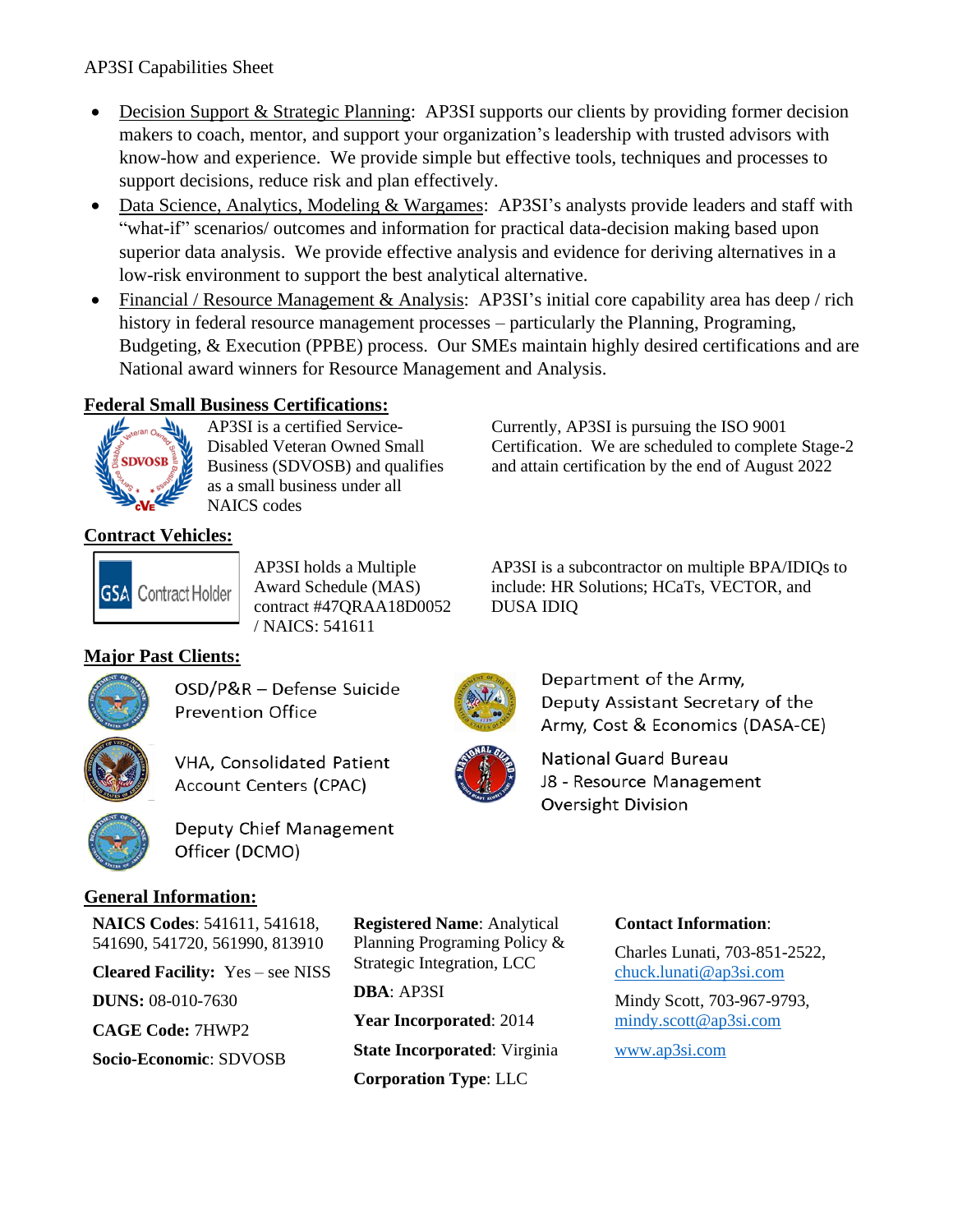AP3SI Capabilities Sheet

- Decision Support & Strategic Planning: AP3SI supports our clients by providing former decision makers to coach, mentor, and support your organization's leadership with trusted advisors with know-how and experience. We provide simple but effective tools, techniques and processes to support decisions, reduce risk and plan effectively.
- Data Science, Analytics, Modeling & Wargames: AP3SI's analysts provide leaders and staff with "what-if" scenarios/ outcomes and information for practical data-decision making based upon superior data analysis. We provide effective analysis and evidence for deriving alternatives in a low-risk environment to support the best analytical alternative.
- Financial / Resource Management & Analysis: AP3SI's initial core capability area has deep / rich history in federal resource management processes – particularly the Planning, Programing, Budgeting, & Execution (PPBE) process. Our SMEs maintain highly desired certifications and are National award winners for Resource Management and Analysis.

## Federal Small Business Certifications:

AP3SI is a certified Service-Disabled Veteran Owned Small Business (SDVOSB) and qualifies as a small business under all NAICS codes

Currently, AP3SI is pursuing the ISO 9001 Certification. We are scheduled to complete Stage-2 and attain certification by the end of August 2022

## Contract Vehicles:

AP3SI holds a Multiple Award Schedule (MAS) contract #47QRAA18D0052 / NAICS: 541611

AP3SI is a subcontractor on multiple BPA/IDIQs to include: HR Solutions; HCaTs, VECTOR, and DUSA IDIQ

## Major Past Clients:

OSD/P&R – Defense Suicide Prevention Office

VHA, Consolidated Patient Account Centers (CPAC)

Deputy Chief Management Officer (DCMO)

Department of the Army, Deputy Assistant Secretary of the Army, Cost & Economics (DASA-CE)

National Guard Bureau J8 - Resource Management Oversight Division

## General Information:

**NAICS Codes**: 541611, 541618, 541690, 541720, 561990, 813910

**Cleared Facility:** Yes – see NISS

**DUNS:** 08-010-7630

**CAGE Code:** 7HWP2

**Socio-Economic**: SDVOSB

**Registered Name**: Analytical Planning Programing Policy & Strategic Integration, LCC

**DBA**: AP3SI

**Year Incorporated**: 2014

**State Incorporated**: Virginia

**Corporation Type**: LLC

**Contact Information**:

Charles Lunati, 703-851-2522, chuck.lunati@ap3si.com

Mindy Scott, 703-967-9793, mindy.scott@ap3si.com

www.ap3si.com